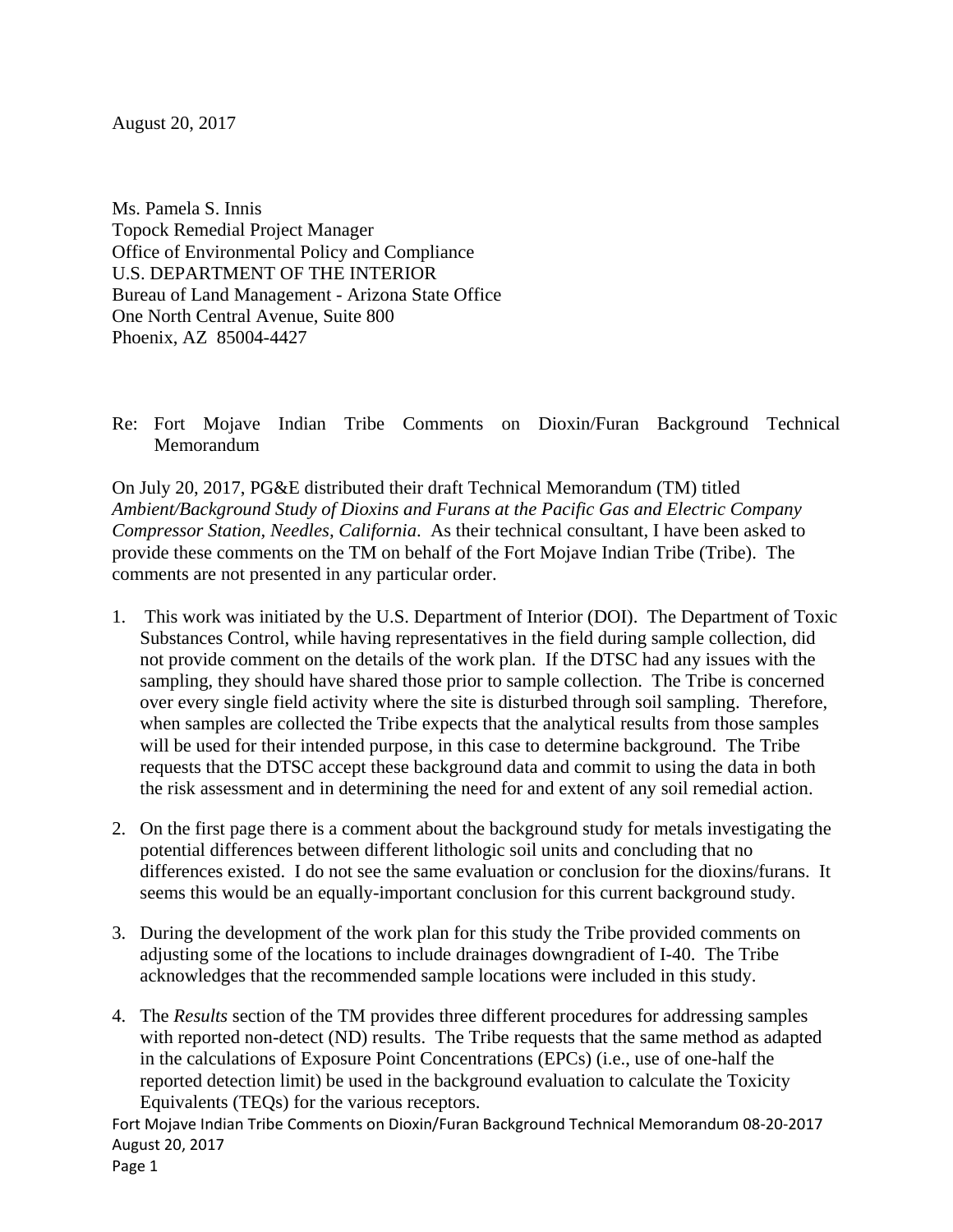August 20, 2017

Ms. Pamela S. Innis
Topock Remedial Project Manager
Office of Environmental Policy and Compliance
U.S. DEPARTMENT OF THE INTERIOR
Bureau of Land Management - Arizona State Office
One North Central Avenue, Suite 800
Phoenix, AZ 85004-4427

Re: Fort Mojave Indian Tribe Comments on Dioxin/Furan Background Technical Memorandum

On July 20, 2017, PG&E distributed their draft Technical Memorandum (TM) titled *Ambient/Background Study of Dioxins and Furans at the Pacific Gas and Electric Company Compressor Station, Needles, California*. As their technical consultant, I have been asked to provide these comments on the TM on behalf of the Fort Mojave Indian Tribe (Tribe). The comments are not presented in any particular order.

1. This work was initiated by the U.S. Department of Interior (DOI). The Department of Toxic Substances Control, while having representatives in the field during sample collection, did not provide comment on the details of the work plan. If the DTSC had any issues with the sampling, they should have shared those prior to sample collection. The Tribe is concerned over every single field activity where the site is disturbed through soil sampling. Therefore, when samples are collected the Tribe expects that the analytical results from those samples will be used for their intended purpose, in this case to determine background. The Tribe requests that the DTSC accept these background data and commit to using the data in both the risk assessment and in determining the need for and extent of any soil remedial action.

2. On the first page there is a comment about the background study for metals investigating the potential differences between different lithologic soil units and concluding that no differences existed. I do not see the same evaluation or conclusion for the dioxins/furans. It seems this would be an equally-important conclusion for this current background study.

3. During the development of the work plan for this study the Tribe provided comments on adjusting some of the locations to include drainages downgradient of I-40. The Tribe acknowledges that the recommended sample locations were included in this study.

4. The *Results* section of the TM provides three different procedures for addressing samples with reported non-detect (ND) results. The Tribe requests that the same method as adapted in the calculations of Exposure Point Concentrations (EPCs) (i.e., use of one-half the reported detection limit) be used in the background evaluation to calculate the Toxicity Equivalents (TEQs) for the various receptors.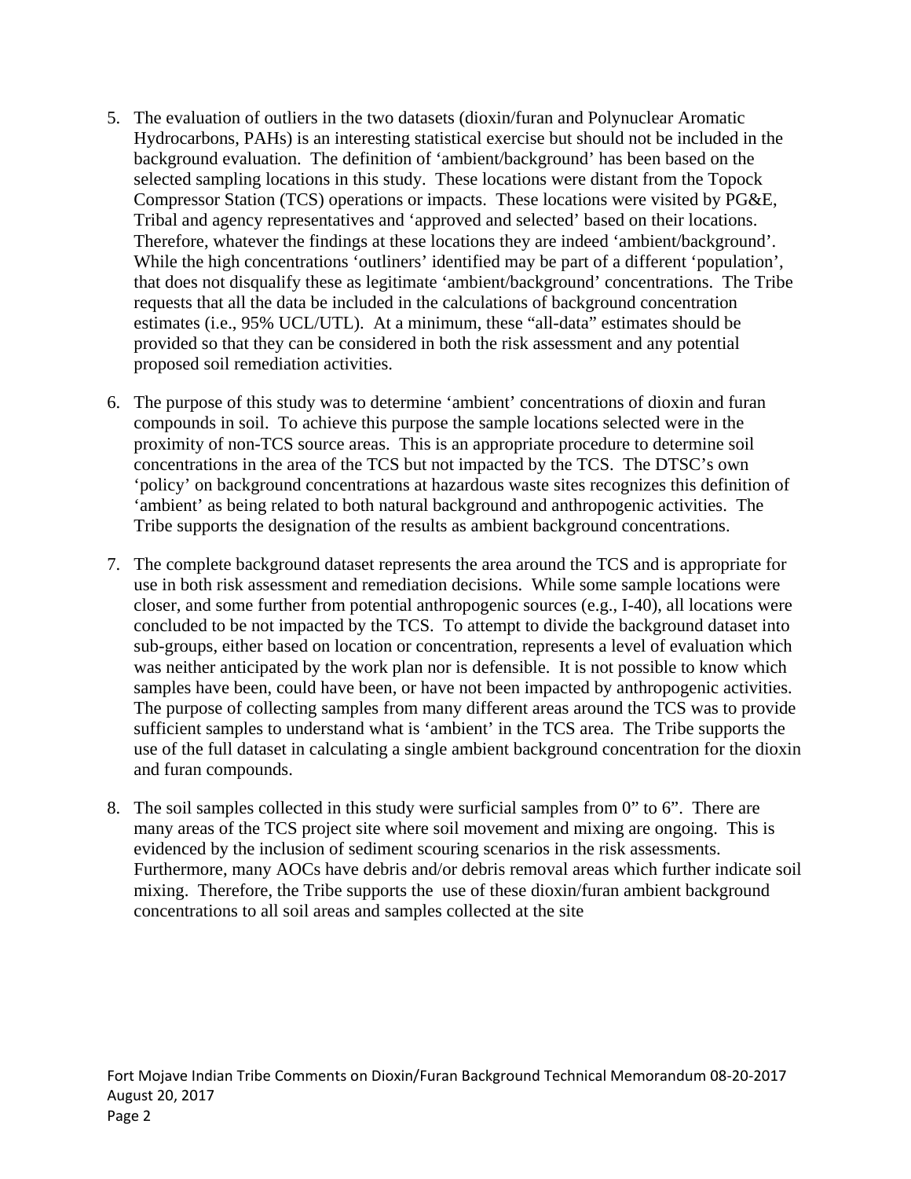5. The evaluation of outliers in the two datasets (dioxin/furan and Polynuclear Aromatic Hydrocarbons, PAHs) is an interesting statistical exercise but should not be included in the background evaluation. The definition of 'ambient/background' has been based on the selected sampling locations in this study. These locations were distant from the Topock Compressor Station (TCS) operations or impacts. These locations were visited by PG&E, Tribal and agency representatives and 'approved and selected' based on their locations. Therefore, whatever the findings at these locations they are indeed 'ambient/background'. While the high concentrations 'outliners' identified may be part of a different 'population', that does not disqualify these as legitimate 'ambient/background' concentrations. The Tribe requests that all the data be included in the calculations of background concentration estimates (i.e., 95% UCL/UTL). At a minimum, these "all-data" estimates should be provided so that they can be considered in both the risk assessment and any potential proposed soil remediation activities.

6. The purpose of this study was to determine 'ambient' concentrations of dioxin and furan compounds in soil. To achieve this purpose the sample locations selected were in the proximity of non-TCS source areas. This is an appropriate procedure to determine soil concentrations in the area of the TCS but not impacted by the TCS. The DTSC's own 'policy' on background concentrations at hazardous waste sites recognizes this definition of 'ambient' as being related to both natural background and anthropogenic activities. The Tribe supports the designation of the results as ambient background concentrations.

7. The complete background dataset represents the area around the TCS and is appropriate for use in both risk assessment and remediation decisions. While some sample locations were closer, and some further from potential anthropogenic sources (e.g., I-40), all locations were concluded to be not impacted by the TCS. To attempt to divide the background dataset into sub-groups, either based on location or concentration, represents a level of evaluation which was neither anticipated by the work plan nor is defensible. It is not possible to know which samples have been, could have been, or have not been impacted by anthropogenic activities. The purpose of collecting samples from many different areas around the TCS was to provide sufficient samples to understand what is 'ambient' in the TCS area. The Tribe supports the use of the full dataset in calculating a single ambient background concentration for the dioxin and furan compounds.

8. The soil samples collected in this study were surficial samples from 0" to 6". There are many areas of the TCS project site where soil movement and mixing are ongoing. This is evidenced by the inclusion of sediment scouring scenarios in the risk assessments. Furthermore, many AOCs have debris and/or debris removal areas which further indicate soil mixing. Therefore, the Tribe supports the use of these dioxin/furan ambient background concentrations to all soil areas and samples collected at the site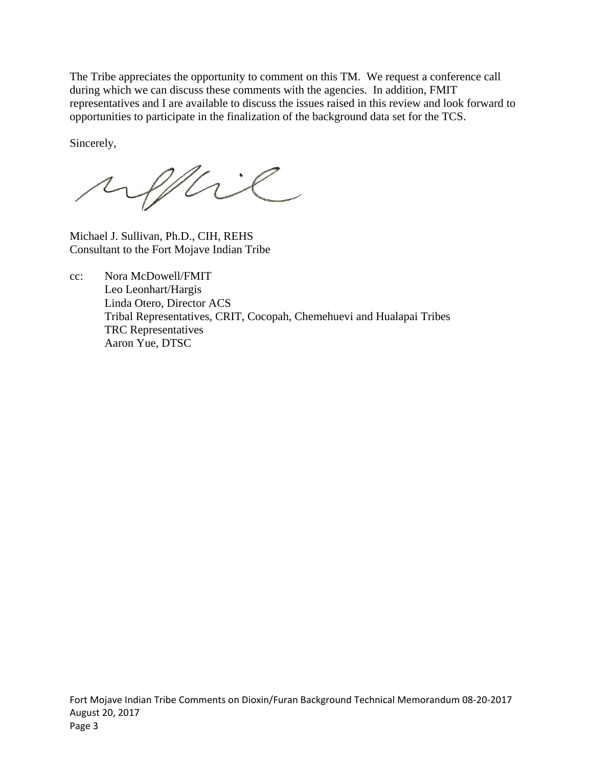The Tribe appreciates the opportunity to comment on this TM. We request a conference call during which we can discuss these comments with the agencies. In addition, FMIT representatives and I are available to discuss the issues raised in this review and look forward to opportunities to participate in the finalization of the background data set for the TCS.

Sincerely,

Michael J. Sullivan, Ph.D., CIH, REHS
Consultant to the Fort Mojave Indian Tribe

cc: Nora McDowell/FMIT
Leo Leonhart/Hargis
Linda Otero, Director ACS
Tribal Representatives, CRIT, Cocopah, Chemehuevi and Hualapai Tribes
TRC Representatives
Aaron Yue, DTSC